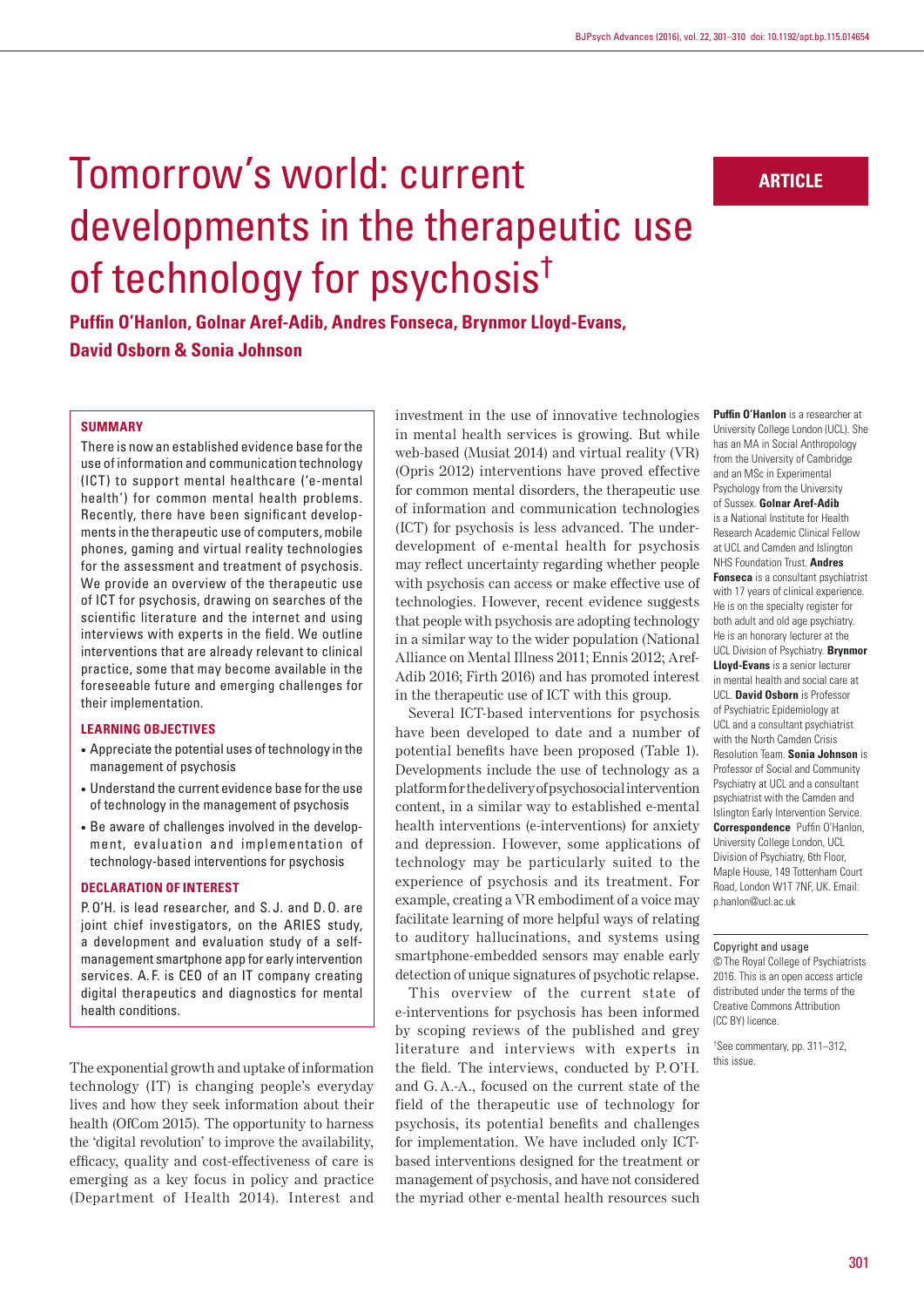# Tomorrow's world: current developments in the therapeutic use of technology for psychosis†

**Puffin O'Hanlon, Golnar Aref-Adib, Andres Fonseca, Brynmor Lloyd-Evans, David Osborn & Sonia Johnson**

ARTICLE

## SUMMARY

There is now an established evidence base for the use of information and communication technology (ICT) to support mental healthcare ('e-mental health') for common mental health problems. Recently, there have been significant developments in the therapeutic use of computers, mobile phones, gaming and virtual reality technologies for the assessment and treatment of psychosis. We provide an overview of the therapeutic use of ICT for psychosis, drawing on searches of the scientific literature and the internet and using interviews with experts in the field. We outline interventions that are already relevant to clinical practice, some that may become available in the foreseeable future and emerging challenges for their implementation.

## LEARNING OBJECTIVES

- Appreciate the potential uses of technology in the management of psychosis
- Understand the current evidence base for the use of technology in the management of psychosis
- Be aware of challenges involved in the development, evaluation and implementation of technology-based interventions for psychosis

## DECLARATION OF INTEREST

P. O'H. is lead researcher, and S. J. and D. O. are joint chief investigators, on the ARIES study, a development and evaluation study of a self-management smartphone app for early intervention services. A. F. is CEO of an IT company creating digital therapeutics and diagnostics for mental health conditions.

The exponential growth and uptake of information technology (IT) is changing people's everyday lives and how they seek information about their health (OfCom 2015). The opportunity to harness the 'digital revolution' to improve the availability, efficacy, quality and cost-effectiveness of care is emerging as a key focus in policy and practice (Department of Health 2014). Interest and investment in the use of innovative technologies in mental health services is growing. But while web-based (Musiat 2014) and virtual reality (VR) (Opris 2012) interventions have proved effective for common mental disorders, the therapeutic use of information and communication technologies (ICT) for psychosis is less advanced. The under-development of e-mental health for psychosis may reflect uncertainty regarding whether people with psychosis can access or make effective use of technologies. However, recent evidence suggests that people with psychosis are adopting technology in a similar way to the wider population (National Alliance on Mental Illness 2011; Ennis 2012; Aref-Adib 2016; Firth 2016) and has promoted interest in the therapeutic use of ICT with this group.

Several ICT-based interventions for psychosis have been developed to date and a number of potential benefits have been proposed (Table 1). Developments include the use of technology as a platform for the delivery of psychosocial intervention content, in a similar way to established e-mental health interventions (e-interventions) for anxiety and depression. However, some applications of technology may be particularly suited to the experience of psychosis and its treatment. For example, creating a VR embodiment of a voice may facilitate learning of more helpful ways of relating to auditory hallucinations, and systems using smartphone-embedded sensors may enable early detection of unique signatures of psychotic relapse.

This overview of the current state of e-interventions for psychosis has been informed by scoping reviews of the published and grey literature and interviews with experts in the field. The interviews, conducted by P. O'H. and G. A.-A., focused on the current state of the field of the therapeutic use of technology for psychosis, its potential benefits and challenges for implementation. We have included only ICT-based interventions designed for the treatment or management of psychosis, and have not considered the myriad other e-mental health resources such

**Puffin O'Hanlon** is a researcher at University College London (UCL). She has an MA in Social Anthropology from the University of Cambridge and an MSc in Experimental Psychology from the University of Sussex. **Golnar Aref-Adib** is a National Institute for Health Research Academic Clinical Fellow at UCL and Camden and Islington NHS Foundation Trust. **Andres Fonseca** is a consultant psychiatrist with 17 years of clinical experience. He is on the specialty register for both adult and old age psychiatry. He is an honorary lecturer at the UCL Division of Psychiatry. **Brynmor Lloyd-Evans** is a senior lecturer in mental health and social care at UCL. **David Osborn** is Professor of Psychiatric Epidemiology at UCL and a consultant psychiatrist with the North Camden Crisis Resolution Team. **Sonia Johnson** is Professor of Social and Community Psychiatry at UCL and a consultant psychiatrist with the Camden and Islington Early Intervention Service. **Correspondence** Puffin O'Hanlon, University College London, UCL Division of Psychiatry, 6th Floor, Maple House, 149 Tottenham Court Road, London W1T 7NF, UK. Email: p.hanlon@ucl.ac.uk

Copyright and usage
© The Royal College of Psychiatrists 2016. This is an open access article distributed under the terms of the Creative Commons Attribution (CC BY) licence.

†See commentary, pp. 311–312, this issue.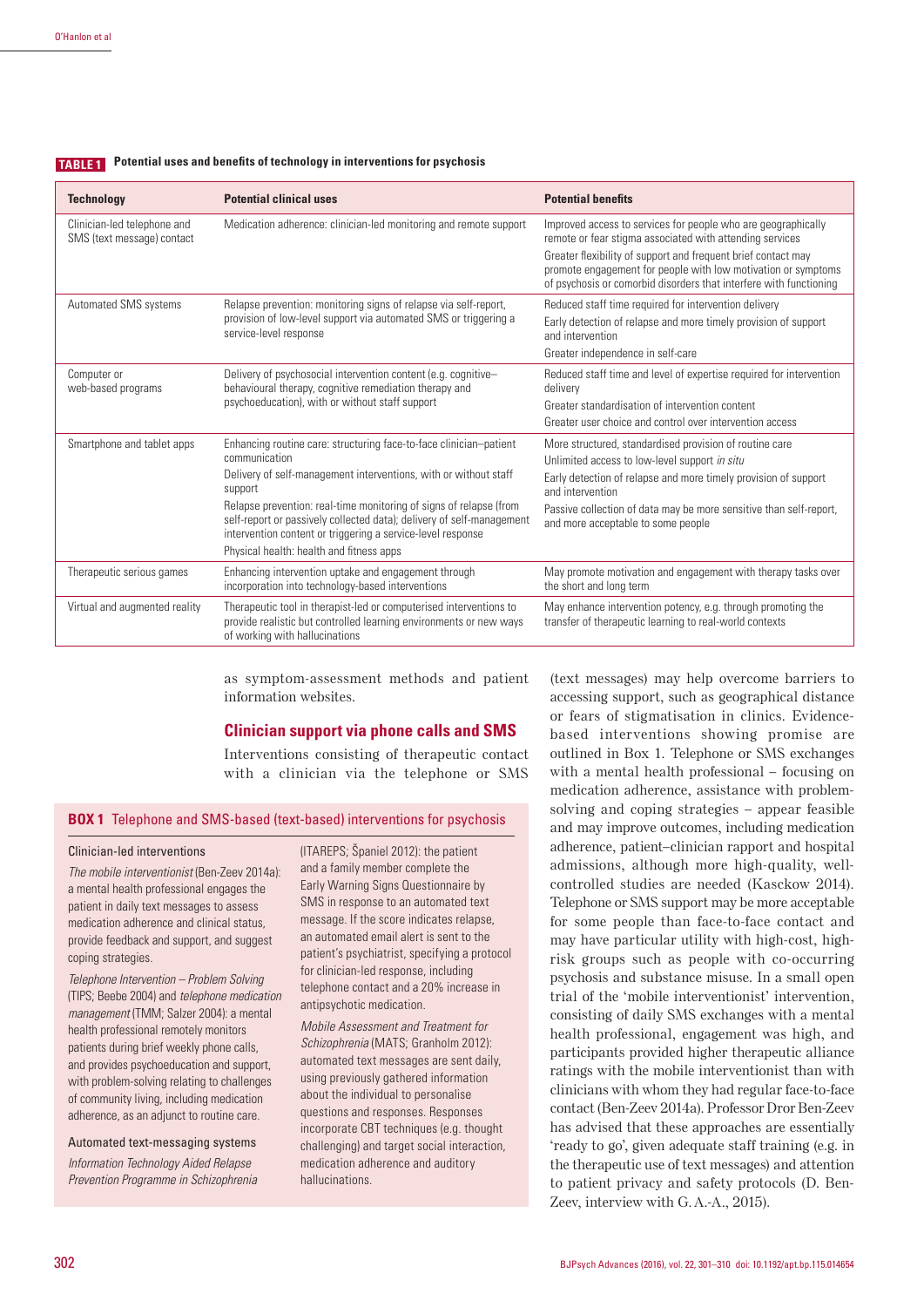**TABLE 1** Potential uses and benefits of technology in interventions for psychosis

| Technology | Potential clinical uses | Potential benefits |
|---|---|---|
| Clinician-led telephone and SMS (text message) contact | Medication adherence: clinician-led monitoring and remote support | Improved access to services for people who are geographically remote or fear stigma associated with attending services<br>Greater flexibility of support and frequent brief contact may promote engagement for people with low motivation or symptoms of psychosis or comorbid disorders that interfere with functioning |
| Automated SMS systems | Relapse prevention: monitoring signs of relapse via self-report, provision of low-level support via automated SMS or triggering a service-level response | Reduced staff time required for intervention delivery<br>Early detection of relapse and more timely provision of support and intervention<br>Greater independence in self-care |
| Computer or web-based programs | Delivery of psychosocial intervention content (e.g. cognitive–behavioural therapy, cognitive remediation therapy and psychoeducation), with or without staff support | Reduced staff time and level of expertise required for intervention delivery<br>Greater standardisation of intervention content<br>Greater user choice and control over intervention access |
| Smartphone and tablet apps | Enhancing routine care: structuring face-to-face clinician–patient communication<br>Delivery of self-management interventions, with or without staff support<br>Relapse prevention: real-time monitoring of signs of relapse (from self-report or passively collected data); delivery of self-management intervention content or triggering a service-level response<br>Physical health: health and fitness apps | More structured, standardised provision of routine care<br>Unlimited access to low-level support *in situ*<br>Early detection of relapse and more timely provision of support and intervention<br>Passive collection of data may be more sensitive than self-report, and more acceptable to some people |
| Therapeutic serious games | Enhancing intervention uptake and engagement through incorporation into technology-based interventions | May promote motivation and engagement with therapy tasks over the short and long term |
| Virtual and augmented reality | Therapeutic tool in therapist-led or computerised interventions to provide realistic but controlled learning environments or new ways of working with hallucinations | May enhance intervention potency, e.g. through promoting the transfer of therapeutic learning to real-world contexts |

as symptom-assessment methods and patient information websites.

## Clinician support via phone calls and SMS

Interventions consisting of therapeutic contact with a clinician via the telephone or SMS (text messages) may help overcome barriers to accessing support, such as geographical distance or fears of stigmatisation in clinics. Evidence-based interventions showing promise are outlined in Box 1. Telephone or SMS exchanges with a mental health professional – focusing on medication adherence, assistance with problem-solving and coping strategies – appear feasible and may improve outcomes, including medication adherence, patient–clinician rapport and hospital admissions, although more high-quality, well-controlled studies are needed (Kasckow 2014). Telephone or SMS support may be more acceptable for some people than face-to-face contact and may have particular utility with high-cost, high-risk groups such as people with co-occurring psychosis and substance misuse. In a small open trial of the 'mobile interventionist' intervention, consisting of daily SMS exchanges with a mental health professional, engagement was high, and participants provided higher therapeutic alliance ratings with the mobile interventionist than with clinicians with whom they had regular face-to-face contact (Ben-Zeev 2014a). Professor Dror Ben-Zeev has advised that these approaches are essentially 'ready to go', given adequate staff training (e.g. in the therapeutic use of text messages) and attention to patient privacy and safety protocols (D. Ben-Zeev, interview with G. A.-A., 2015).

**BOX 1** Telephone and SMS-based (text-based) interventions for psychosis

**Clinician-led interventions**

*The mobile interventionist* (Ben-Zeev 2014a): a mental health professional engages the patient in daily text messages to assess medication adherence and clinical status, provide feedback and support, and suggest coping strategies.

*Telephone Intervention – Problem Solving* (TIPS; Beebe 2004) and *telephone medication management* (TMM; Salzer 2004): a mental health professional remotely monitors patients during brief weekly phone calls, and provides psychoeducation and support, with problem-solving relating to challenges of community living, including medication adherence, as an adjunct to routine care.

**Automated text-messaging systems**

*Information Technology Aided Relapse Prevention Programme in Schizophrenia* (ITAREPS; Španiel 2012): the patient and a family member complete the Early Warning Signs Questionnaire by SMS in response to an automated text message. If the score indicates relapse, an automated email alert is sent to the patient's psychiatrist, specifying a protocol for clinician-led response, including telephone contact and a 20% increase in antipsychotic medication.

*Mobile Assessment and Treatment for Schizophrenia* (MATS; Granholm 2012): automated text messages are sent daily, using previously gathered information about the individual to personalise questions and responses. Responses incorporate CBT techniques (e.g. thought challenging) and target social interaction, medication adherence and auditory hallucinations.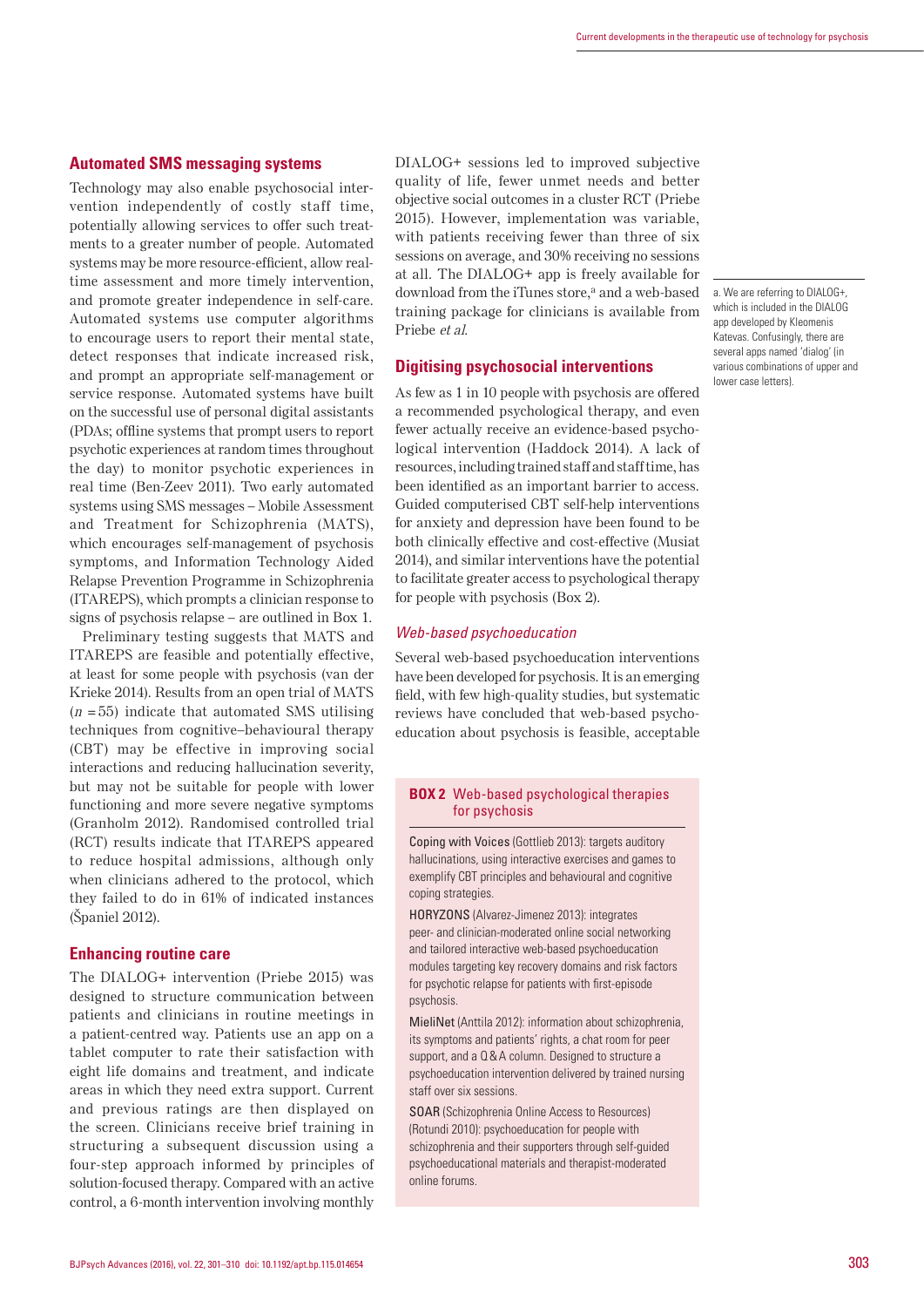## Automated SMS messaging systems

Technology may also enable psychosocial intervention independently of costly staff time, potentially allowing services to offer such treatments to a greater number of people. Automated systems may be more resource-efficient, allow real-time assessment and more timely intervention, and promote greater independence in self-care. Automated systems use computer algorithms to encourage users to report their mental state, detect responses that indicate increased risk, and prompt an appropriate self-management or service response. Automated systems have built on the successful use of personal digital assistants (PDAs; offline systems that prompt users to report psychotic experiences at random times throughout the day) to monitor psychotic experiences in real time (Ben-Zeev 2011). Two early automated systems using SMS messages – Mobile Assessment and Treatment for Schizophrenia (MATS), which encourages self-management of psychosis symptoms, and Information Technology Aided Relapse Prevention Programme in Schizophrenia (ITAREPS), which prompts a clinician response to signs of psychosis relapse – are outlined in Box 1.

Preliminary testing suggests that MATS and ITAREPS are feasible and potentially effective, at least for some people with psychosis (van der Krieke 2014). Results from an open trial of MATS ($n = 55$) indicate that automated SMS utilising techniques from cognitive–behavioural therapy (CBT) may be effective in improving social interactions and reducing hallucination severity, but may not be suitable for people with lower functioning and more severe negative symptoms (Granholm 2012). Randomised controlled trial (RCT) results indicate that ITAREPS appeared to reduce hospital admissions, although only when clinicians adhered to the protocol, which they failed to do in 61% of indicated instances (Španiel 2012).

## Enhancing routine care

The DIALOG+ intervention (Priebe 2015) was designed to structure communication between patients and clinicians in routine meetings in a patient-centred way. Patients use an app on a tablet computer to rate their satisfaction with eight life domains and treatment, and indicate areas in which they need extra support. Current and previous ratings are then displayed on the screen. Clinicians receive brief training in structuring a subsequent discussion using a four-step approach informed by principles of solution-focused therapy. Compared with an active control, a 6-month intervention involving monthly DIALOG+ sessions led to improved subjective quality of life, fewer unmet needs and better objective social outcomes in a cluster RCT (Priebe 2015). However, implementation was variable, with patients receiving fewer than three of six sessions on average, and 30% receiving no sessions at all. The DIALOG+ app is freely available for download from the iTunes store,[a] and a web-based training package for clinicians is available from Priebe *et al*.

a. We are referring to DIALOG+, which is included in the DIALOG app developed by Kleomenis Katevas. Confusingly, there are several apps named 'dialog' (in various combinations of upper and lower case letters).

## Digitising psychosocial interventions

As few as 1 in 10 people with psychosis are offered a recommended psychological therapy, and even fewer actually receive an evidence-based psychological intervention (Haddock 2014). A lack of resources, including trained staff and staff time, has been identified as an important barrier to access. Guided computerised CBT self-help interventions for anxiety and depression have been found to be both clinically effective and cost-effective (Musiat 2014), and similar interventions have the potential to facilitate greater access to psychological therapy for people with psychosis (Box 2).

### *Web-based psychoeducation*

Several web-based psychoeducation interventions have been developed for psychosis. It is an emerging field, with few high-quality studies, but systematic reviews have concluded that web-based psychoeducation about psychosis is feasible, acceptable

> **BOX 2** Web-based psychological therapies for psychosis
>
> Coping with Voices (Gottlieb 2013): targets auditory hallucinations, using interactive exercises and games to exemplify CBT principles and behavioural and cognitive coping strategies.
>
> HORYZONS (Alvarez-Jimenez 2013): integrates peer- and clinician-moderated online social networking and tailored interactive web-based psychoeducation modules targeting key recovery domains and risk factors for psychotic relapse for patients with first-episode psychosis.
>
> MieliNet (Anttila 2012): information about schizophrenia, its symptoms and patients' rights, a chat room for peer support, and a Q&A column. Designed to structure a psychoeducation intervention delivered by trained nursing staff over six sessions.
>
> SOAR (Schizophrenia Online Access to Resources) (Rotundi 2010): psychoeducation for people with schizophrenia and their supporters through self-guided psychoeducational materials and therapist-moderated online forums.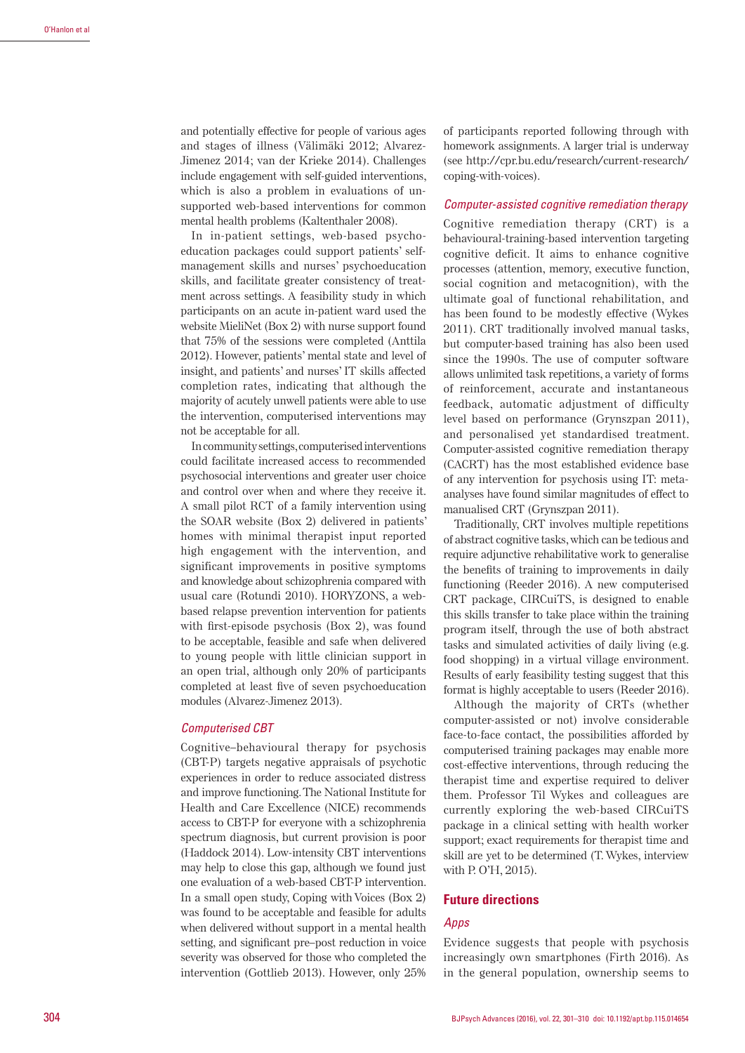and potentially effective for people of various ages and stages of illness (Välimäki 2012; Alvarez-Jimenez 2014; van der Krieke 2014). Challenges include engagement with self-guided interventions, which is also a problem in evaluations of unsupported web-based interventions for common mental health problems (Kaltenthaler 2008).

In in-patient settings, web-based psychoeducation packages could support patients' self-management skills and nurses' psychoeducation skills, and facilitate greater consistency of treatment across settings. A feasibility study in which participants on an acute in-patient ward used the website MieliNet (Box 2) with nurse support found that 75% of the sessions were completed (Anttila 2012). However, patients' mental state and level of insight, and patients' and nurses' IT skills affected completion rates, indicating that although the majority of acutely unwell patients were able to use the intervention, computerised interventions may not be acceptable for all.

In community settings, computerised interventions could facilitate increased access to recommended psychosocial interventions and greater user choice and control over when and where they receive it. A small pilot RCT of a family intervention using the SOAR website (Box 2) delivered in patients' homes with minimal therapist input reported high engagement with the intervention, and significant improvements in positive symptoms and knowledge about schizophrenia compared with usual care (Rotundi 2010). HORYZONS, a web-based relapse prevention intervention for patients with first-episode psychosis (Box 2), was found to be acceptable, feasible and safe when delivered to young people with little clinician support in an open trial, although only 20% of participants completed at least five of seven psychoeducation modules (Alvarez-Jimenez 2013).

### *Computerised CBT*

Cognitive–behavioural therapy for psychosis (CBT-P) targets negative appraisals of psychotic experiences in order to reduce associated distress and improve functioning. The National Institute for Health and Care Excellence (NICE) recommends access to CBT-P for everyone with a schizophrenia spectrum diagnosis, but current provision is poor (Haddock 2014). Low-intensity CBT interventions may help to close this gap, although we found just one evaluation of a web-based CBT-P intervention. In a small open study, Coping with Voices (Box 2) was found to be acceptable and feasible for adults when delivered without support in a mental health setting, and significant pre–post reduction in voice severity was observed for those who completed the intervention (Gottlieb 2013). However, only 25% of participants reported following through with homework assignments. A larger trial is underway (see http://cpr.bu.edu/research/current-research/coping-with-voices).

### *Computer-assisted cognitive remediation therapy*

Cognitive remediation therapy (CRT) is a behavioural-training-based intervention targeting cognitive deficit. It aims to enhance cognitive processes (attention, memory, executive function, social cognition and metacognition), with the ultimate goal of functional rehabilitation, and has been found to be modestly effective (Wykes 2011). CRT traditionally involved manual tasks, but computer-based training has also been used since the 1990s. The use of computer software allows unlimited task repetitions, a variety of forms of reinforcement, accurate and instantaneous feedback, automatic adjustment of difficulty level based on performance (Grynszpan 2011), and personalised yet standardised treatment. Computer-assisted cognitive remediation therapy (CACRT) has the most established evidence base of any intervention for psychosis using IT: meta-analyses have found similar magnitudes of effect to manualised CRT (Grynszpan 2011).

Traditionally, CRT involves multiple repetitions of abstract cognitive tasks, which can be tedious and require adjunctive rehabilitative work to generalise the benefits of training to improvements in daily functioning (Reeder 2016). A new computerised CRT package, CIRCuiTS, is designed to enable this skills transfer to take place within the training program itself, through the use of both abstract tasks and simulated activities of daily living (e.g. food shopping) in a virtual village environment. Results of early feasibility testing suggest that this format is highly acceptable to users (Reeder 2016).

Although the majority of CRTs (whether computer-assisted or not) involve considerable face-to-face contact, the possibilities afforded by computerised training packages may enable more cost-effective interventions, through reducing the therapist time and expertise required to deliver them. Professor Til Wykes and colleagues are currently exploring the web-based CIRCuiTS package in a clinical setting with health worker support; exact requirements for therapist time and skill are yet to be determined (T. Wykes, interview with P. O'H, 2015).

## Future directions

### *Apps*

Evidence suggests that people with psychosis increasingly own smartphones (Firth 2016). As in the general population, ownership seems to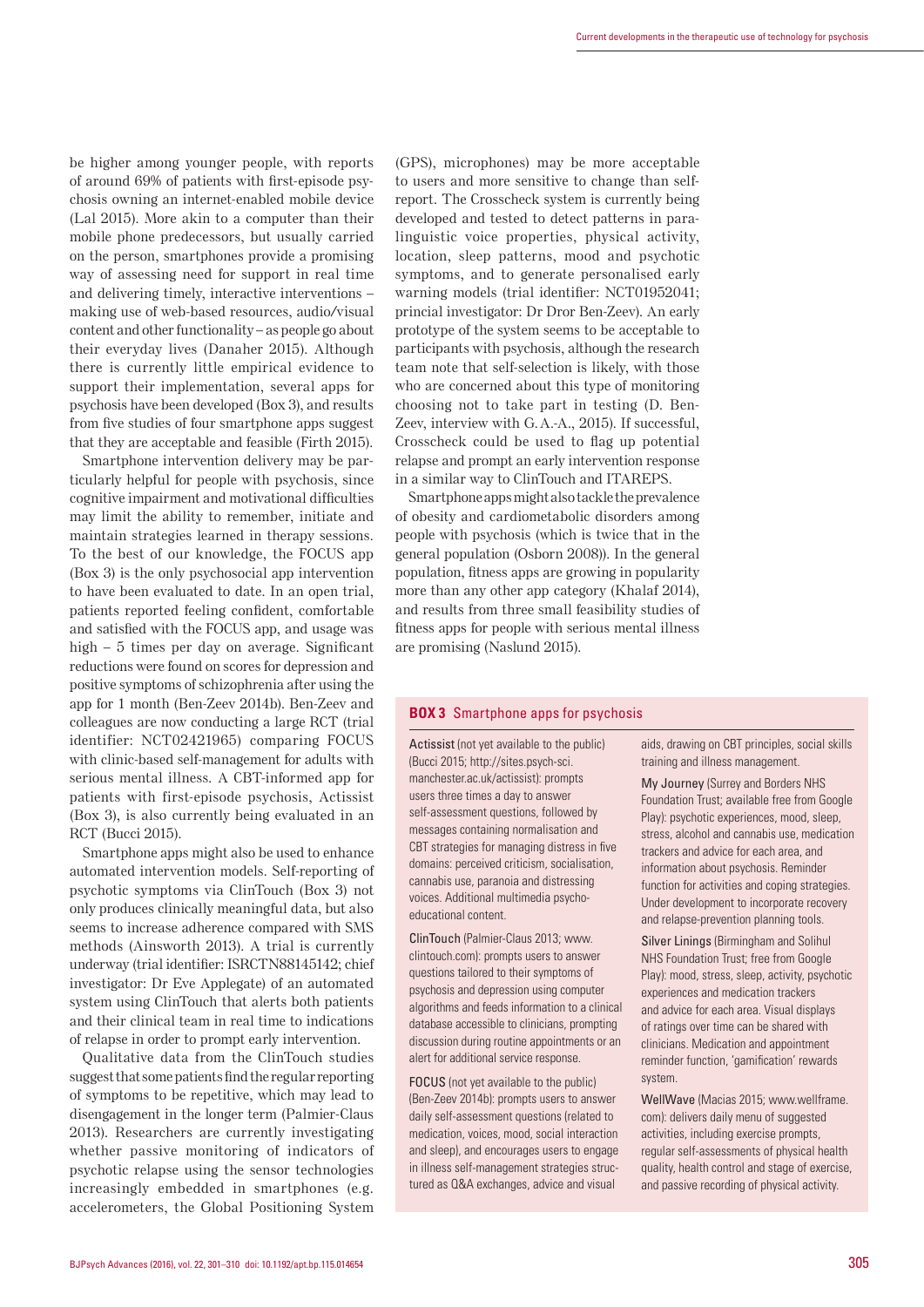be higher among younger people, with reports of around 69% of patients with first-episode psychosis owning an internet-enabled mobile device (Lal 2015). More akin to a computer than their mobile phone predecessors, but usually carried on the person, smartphones provide a promising way of assessing need for support in real time and delivering timely, interactive interventions – making use of web-based resources, audio/visual content and other functionality – as people go about their everyday lives (Danaher 2015). Although there is currently little empirical evidence to support their implementation, several apps for psychosis have been developed (Box 3), and results from five studies of four smartphone apps suggest that they are acceptable and feasible (Firth 2015).

Smartphone intervention delivery may be particularly helpful for people with psychosis, since cognitive impairment and motivational difficulties may limit the ability to remember, initiate and maintain strategies learned in therapy sessions. To the best of our knowledge, the FOCUS app (Box 3) is the only psychosocial app intervention to have been evaluated to date. In an open trial, patients reported feeling confident, comfortable and satisfied with the FOCUS app, and usage was high – 5 times per day on average. Significant reductions were found on scores for depression and positive symptoms of schizophrenia after using the app for 1 month (Ben-Zeev 2014b). Ben-Zeev and colleagues are now conducting a large RCT (trial identifier: NCT02421965) comparing FOCUS with clinic-based self-management for adults with serious mental illness. A CBT-informed app for patients with first-episode psychosis, Actissist (Box 3), is also currently being evaluated in an RCT (Bucci 2015).

Smartphone apps might also be used to enhance automated intervention models. Self-reporting of psychotic symptoms via ClinTouch (Box 3) not only produces clinically meaningful data, but also seems to increase adherence compared with SMS methods (Ainsworth 2013). A trial is currently underway (trial identifier: ISRCTN88145142; chief investigator: Dr Eve Applegate) of an automated system using ClinTouch that alerts both patients and their clinical team in real time to indications of relapse in order to prompt early intervention.

Qualitative data from the ClinTouch studies suggest that some patients find the regular reporting of symptoms to be repetitive, which may lead to disengagement in the longer term (Palmier-Claus 2013). Researchers are currently investigating whether passive monitoring of indicators of psychotic relapse using the sensor technologies increasingly embedded in smartphones (e.g. accelerometers, the Global Positioning System (GPS), microphones) may be more acceptable to users and more sensitive to change than self-report. The Crosscheck system is currently being developed and tested to detect patterns in paralinguistic voice properties, physical activity, location, sleep patterns, mood and psychotic symptoms, and to generate personalised early warning models (trial identifier: NCT01952041; princial investigator: Dr Dror Ben-Zeev). An early prototype of the system seems to be acceptable to participants with psychosis, although the research team note that self-selection is likely, with those who are concerned about this type of monitoring choosing not to take part in testing (D. Ben-Zeev, interview with G. A.-A., 2015). If successful, Crosscheck could be used to flag up potential relapse and prompt an early intervention response in a similar way to ClinTouch and ITAREPS.

Smartphone apps might also tackle the prevalence of obesity and cardiometabolic disorders among people with psychosis (which is twice that in the general population (Osborn 2008)). In the general population, fitness apps are growing in popularity more than any other app category (Khalaf 2014), and results from three small feasibility studies of fitness apps for people with serious mental illness are promising (Naslund 2015).

### BOX 3 Smartphone apps for psychosis

**Actissist** (not yet available to the public) (Bucci 2015; http://sites.psych-sci.manchester.ac.uk/actissist): prompts users three times a day to answer self-assessment questions, followed by messages containing normalisation and CBT strategies for managing distress in five domains: perceived criticism, socialisation, cannabis use, paranoia and distressing voices. Additional multimedia psycho-educational content.

**ClinTouch** (Palmier-Claus 2013; www.clintouch.com): prompts users to answer questions tailored to their symptoms of psychosis and depression using computer algorithms and feeds information to a clinical database accessible to clinicians, prompting discussion during routine appointments or an alert for additional service response.

**FOCUS** (not yet available to the public) (Ben-Zeev 2014b): prompts users to answer daily self-assessment questions (related to medication, voices, mood, social interaction and sleep), and encourages users to engage in illness self-management strategies structured as Q&A exchanges, advice and visual aids, drawing on CBT principles, social skills training and illness management.

**My Journey** (Surrey and Borders NHS Foundation Trust; available free from Google Play): psychotic experiences, mood, sleep, stress, alcohol and cannabis use, medication trackers and advice for each area, and information about psychosis. Reminder function for activities and coping strategies. Under development to incorporate recovery and relapse-prevention planning tools.

**Silver Linings** (Birmingham and Solihul NHS Foundation Trust; free from Google Play): mood, stress, sleep, activity, psychotic experiences and medication trackers and advice for each area. Visual displays of ratings over time can be shared with clinicians. Medication and appointment reminder function, 'gamification' rewards system.

**WellWave** (Macias 2015; www.wellframe.com): delivers daily menu of suggested activities, including exercise prompts, regular self-assessments of physical health quality, health control and stage of exercise, and passive recording of physical activity.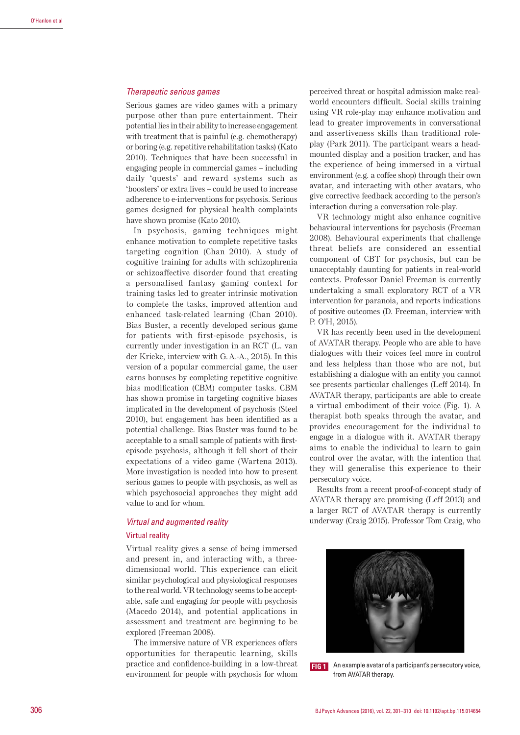### *Therapeutic serious games*

Serious games are video games with a primary purpose other than pure entertainment. Their potential lies in their ability to increase engagement with treatment that is painful (e.g. chemotherapy) or boring (e.g. repetitive rehabilitation tasks) (Kato 2010). Techniques that have been successful in engaging people in commercial games – including daily 'quests' and reward systems such as 'boosters' or extra lives – could be used to increase adherence to e-interventions for psychosis. Serious games designed for physical health complaints have shown promise (Kato 2010).

In psychosis, gaming techniques might enhance motivation to complete repetitive tasks targeting cognition (Chan 2010). A study of cognitive training for adults with schizophrenia or schizoaffective disorder found that creating a personalised fantasy gaming context for training tasks led to greater intrinsic motivation to complete the tasks, improved attention and enhanced task-related learning (Chan 2010). Bias Buster, a recently developed serious game for patients with first-episode psychosis, is currently under investigation in an RCT (L. van der Krieke, interview with G. A.-A., 2015). In this version of a popular commercial game, the user earns bonuses by completing repetitive cognitive bias modification (CBM) computer tasks. CBM has shown promise in targeting cognitive biases implicated in the development of psychosis (Steel 2010), but engagement has been identified as a potential challenge. Bias Buster was found to be acceptable to a small sample of patients with first-episode psychosis, although it fell short of their expectations of a video game (Wartena 2013). More investigation is needed into how to present serious games to people with psychosis, as well as which psychosocial approaches they might add value to and for whom.

### *Virtual and augmented reality*

#### Virtual reality

Virtual reality gives a sense of being immersed and present in, and interacting with, a three-dimensional world. This experience can elicit similar psychological and physiological responses to the real world. VR technology seems to be acceptable, safe and engaging for people with psychosis (Macedo 2014), and potential applications in assessment and treatment are beginning to be explored (Freeman 2008).

The immersive nature of VR experiences offers opportunities for therapeutic learning, skills practice and confidence-building in a low-threat environment for people with psychosis for whom perceived threat or hospital admission make real-world encounters difficult. Social skills training using VR role-play may enhance motivation and lead to greater improvements in conversational and assertiveness skills than traditional role-play (Park 2011). The participant wears a head-mounted display and a position tracker, and has the experience of being immersed in a virtual environment (e.g. a coffee shop) through their own avatar, and interacting with other avatars, who give corrective feedback according to the person's interaction during a conversation role-play.

VR technology might also enhance cognitive behavioural interventions for psychosis (Freeman 2008). Behavioural experiments that challenge threat beliefs are considered an essential component of CBT for psychosis, but can be unacceptably daunting for patients in real-world contexts. Professor Daniel Freeman is currently undertaking a small exploratory RCT of a VR intervention for paranoia, and reports indications of positive outcomes (D. Freeman, interview with P. O'H, 2015).

VR has recently been used in the development of AVATAR therapy. People who are able to have dialogues with their voices feel more in control and less helpless than those who are not, but establishing a dialogue with an entity you cannot see presents particular challenges (Leff 2014). In AVATAR therapy, participants are able to create a virtual embodiment of their voice (Fig. 1). A therapist both speaks through the avatar, and provides encouragement for the individual to engage in a dialogue with it. AVATAR therapy aims to enable the individual to learn to gain control over the avatar, with the intention that they will generalise this experience to their persecutory voice.

Results from a recent proof-of-concept study of AVATAR therapy are promising (Leff 2013) and a larger RCT of AVATAR therapy is currently underway (Craig 2015). Professor Tom Craig, who

**FIG 1** An example avatar of a participant's persecutory voice, from AVATAR therapy.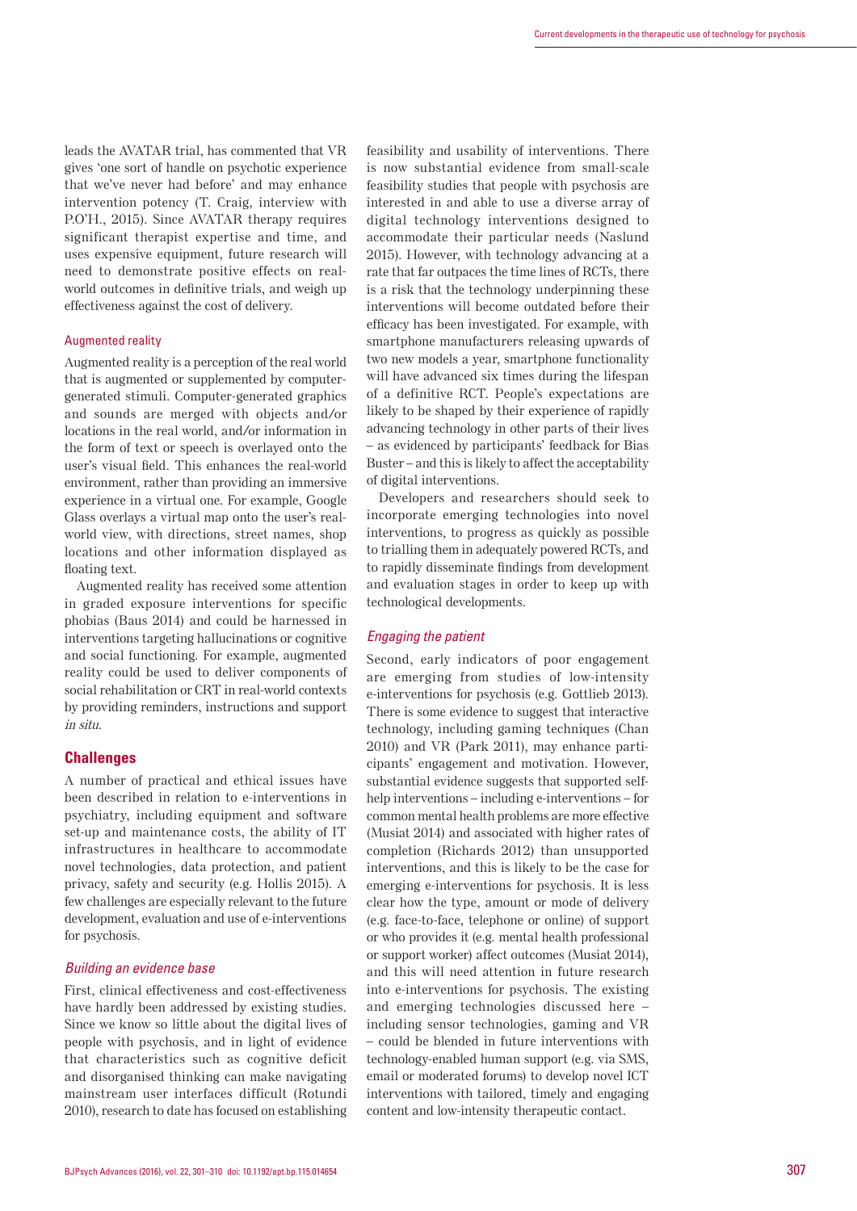leads the AVATAR trial, has commented that VR gives 'one sort of handle on psychotic experience that we've never had before' and may enhance intervention potency (T. Craig, interview with P.O'H., 2015). Since AVATAR therapy requires significant therapist expertise and time, and uses expensive equipment, future research will need to demonstrate positive effects on real-world outcomes in definitive trials, and weigh up effectiveness against the cost of delivery.

### Augmented reality

Augmented reality is a perception of the real world that is augmented or supplemented by computer-generated stimuli. Computer-generated graphics and sounds are merged with objects and/or locations in the real world, and/or information in the form of text or speech is overlayed onto the user's visual field. This enhances the real-world environment, rather than providing an immersive experience in a virtual one. For example, Google Glass overlays a virtual map onto the user's real-world view, with directions, street names, shop locations and other information displayed as floating text.

Augmented reality has received some attention in graded exposure interventions for specific phobias (Baus 2014) and could be harnessed in interventions targeting hallucinations or cognitive and social functioning. For example, augmented reality could be used to deliver components of social rehabilitation or CRT in real-world contexts by providing reminders, instructions and support *in situ*.

## Challenges

A number of practical and ethical issues have been described in relation to e-interventions in psychiatry, including equipment and software set-up and maintenance costs, the ability of IT infrastructures in healthcare to accommodate novel technologies, data protection, and patient privacy, safety and security (e.g. Hollis 2015). A few challenges are especially relevant to the future development, evaluation and use of e-interventions for psychosis.

### *Building an evidence base*

First, clinical effectiveness and cost-effectiveness have hardly been addressed by existing studies. Since we know so little about the digital lives of people with psychosis, and in light of evidence that characteristics such as cognitive deficit and disorganised thinking can make navigating mainstream user interfaces difficult (Rotundi 2010), research to date has focused on establishing feasibility and usability of interventions. There is now substantial evidence from small-scale feasibility studies that people with psychosis are interested in and able to use a diverse array of digital technology interventions designed to accommodate their particular needs (Naslund 2015). However, with technology advancing at a rate that far outpaces the time lines of RCTs, there is a risk that the technology underpinning these interventions will become outdated before their efficacy has been investigated. For example, with smartphone manufacturers releasing upwards of two new models a year, smartphone functionality will have advanced six times during the lifespan of a definitive RCT. People's expectations are likely to be shaped by their experience of rapidly advancing technology in other parts of their lives – as evidenced by participants' feedback for Bias Buster – and this is likely to affect the acceptability of digital interventions.

Developers and researchers should seek to incorporate emerging technologies into novel interventions, to progress as quickly as possible to trialling them in adequately powered RCTs, and to rapidly disseminate findings from development and evaluation stages in order to keep up with technological developments.

### *Engaging the patient*

Second, early indicators of poor engagement are emerging from studies of low-intensity e-interventions for psychosis (e.g. Gottlieb 2013). There is some evidence to suggest that interactive technology, including gaming techniques (Chan 2010) and VR (Park 2011), may enhance participants' engagement and motivation. However, substantial evidence suggests that supported self-help interventions – including e-interventions – for common mental health problems are more effective (Musiat 2014) and associated with higher rates of completion (Richards 2012) than unsupported interventions, and this is likely to be the case for emerging e-interventions for psychosis. It is less clear how the type, amount or mode of delivery (e.g. face-to-face, telephone or online) of support or who provides it (e.g. mental health professional or support worker) affect outcomes (Musiat 2014), and this will need attention in future research into e-interventions for psychosis. The existing and emerging technologies discussed here – including sensor technologies, gaming and VR – could be blended in future interventions with technology-enabled human support (e.g. via SMS, email or moderated forums) to develop novel ICT interventions with tailored, timely and engaging content and low-intensity therapeutic contact.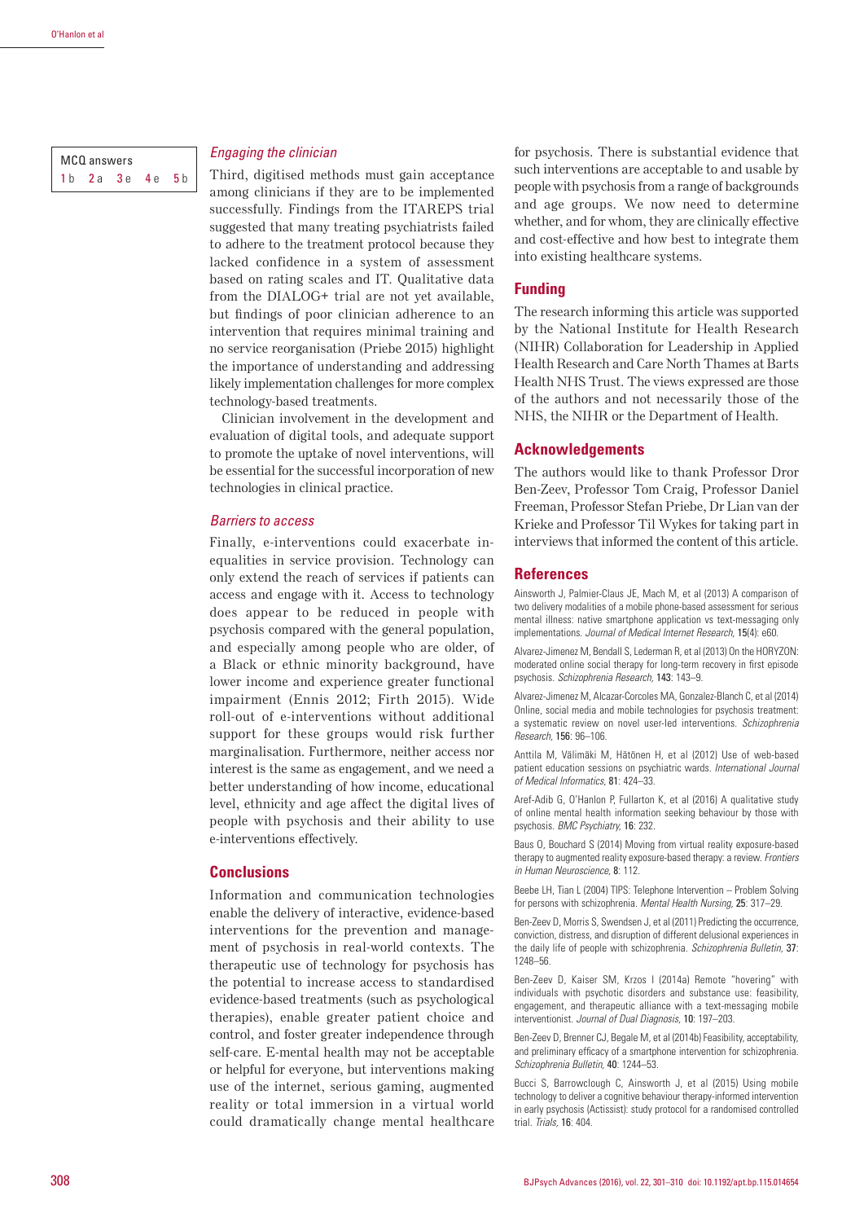MCQ answers
1 b 2 a 3 e 4 e 5 b

### *Engaging the clinician*

Third, digitised methods must gain acceptance among clinicians if they are to be implemented successfully. Findings from the ITAREPS trial suggested that many treating psychiatrists failed to adhere to the treatment protocol because they lacked confidence in a system of assessment based on rating scales and IT. Qualitative data from the DIALOG+ trial are not yet available, but findings of poor clinician adherence to an intervention that requires minimal training and no service reorganisation (Priebe 2015) highlight the importance of understanding and addressing likely implementation challenges for more complex technology-based treatments.

Clinician involvement in the development and evaluation of digital tools, and adequate support to promote the uptake of novel interventions, will be essential for the successful incorporation of new technologies in clinical practice.

### *Barriers to access*

Finally, e-interventions could exacerbate inequalities in service provision. Technology can only extend the reach of services if patients can access and engage with it. Access to technology does appear to be reduced in people with psychosis compared with the general population, and especially among people who are older, of a Black or ethnic minority background, have lower income and experience greater functional impairment (Ennis 2012; Firth 2015). Wide roll-out of e-interventions without additional support for these groups would risk further marginalisation. Furthermore, neither access nor interest is the same as engagement, and we need a better understanding of how income, educational level, ethnicity and age affect the digital lives of people with psychosis and their ability to use e-interventions effectively.

## Conclusions

Information and communication technologies enable the delivery of interactive, evidence-based interventions for the prevention and management of psychosis in real-world contexts. The therapeutic use of technology for psychosis has the potential to increase access to standardised evidence-based treatments (such as psychological therapies), enable greater patient choice and control, and foster greater independence through self-care. E-mental health may not be acceptable or helpful for everyone, but interventions making use of the internet, serious gaming, augmented reality or total immersion in a virtual world could dramatically change mental healthcare for psychosis. There is substantial evidence that such interventions are acceptable to and usable by people with psychosis from a range of backgrounds and age groups. We now need to determine whether, and for whom, they are clinically effective and cost-effective and how best to integrate them into existing healthcare systems.

## Funding

The research informing this article was supported by the National Institute for Health Research (NIHR) Collaboration for Leadership in Applied Health Research and Care North Thames at Barts Health NHS Trust. The views expressed are those of the authors and not necessarily those of the NHS, the NIHR or the Department of Health.

## Acknowledgements

The authors would like to thank Professor Dror Ben-Zeev, Professor Tom Craig, Professor Daniel Freeman, Professor Stefan Priebe, Dr Lian van der Krieke and Professor Til Wykes for taking part in interviews that informed the content of this article.

## References

Ainsworth J, Palmier-Claus JE, Mach M, et al (2013) A comparison of two delivery modalities of a mobile phone-based assessment for serious mental illness: native smartphone application vs text-messaging only implementations. *Journal of Medical Internet Research*, **15**(4): e60.

Alvarez-Jimenez M, Bendall S, Lederman R, et al (2013) On the HORYZON: moderated online social therapy for long-term recovery in first episode psychosis. *Schizophrenia Research*, **143**: 143–9.

Alvarez-Jimenez M, Alcazar-Corcoles MA, Gonzalez-Blanch C, et al (2014) Online, social media and mobile technologies for psychosis treatment: a systematic review on novel user-led interventions. *Schizophrenia Research*, **156**: 96–106.

Anttila M, Välimäki M, Hätönen H, et al (2012) Use of web-based patient education sessions on psychiatric wards. *International Journal of Medical Informatics*, **81**: 424–33.

Aref-Adib G, O'Hanlon P, Fullarton K, et al (2016) A qualitative study of online mental health information seeking behaviour by those with psychosis. *BMC Psychiatry*, **16**: 232.

Baus O, Bouchard S (2014) Moving from virtual reality exposure-based therapy to augmented reality exposure-based therapy: a review. *Frontiers in Human Neuroscience*, **8**: 112.

Beebe LH, Tian L (2004) TIPS: Telephone Intervention – Problem Solving for persons with schizophrenia. *Mental Health Nursing*, **25**: 317–29.

Ben-Zeev D, Morris S, Swendsen J, et al (2011) Predicting the occurrence, conviction, distress, and disruption of different delusional experiences in the daily life of people with schizophrenia. *Schizophrenia Bulletin*, **37**: 1248–56.

Ben-Zeev D, Kaiser SM, Krzos I (2014a) Remote "hovering" with individuals with psychotic disorders and substance use: feasibility, engagement, and therapeutic alliance with a text-messaging mobile interventionist. *Journal of Dual Diagnosis*, **10**: 197–203.

Ben-Zeev D, Brenner CJ, Begale M, et al (2014b) Feasibility, acceptability, and preliminary efficacy of a smartphone intervention for schizophrenia. *Schizophrenia Bulletin*, **40**: 1244–53.

Bucci S, Barrowclough C, Ainsworth J, et al (2015) Using mobile technology to deliver a cognitive behaviour therapy-informed intervention in early psychosis (Actissist): study protocol for a randomised controlled trial. *Trials*, **16**: 404.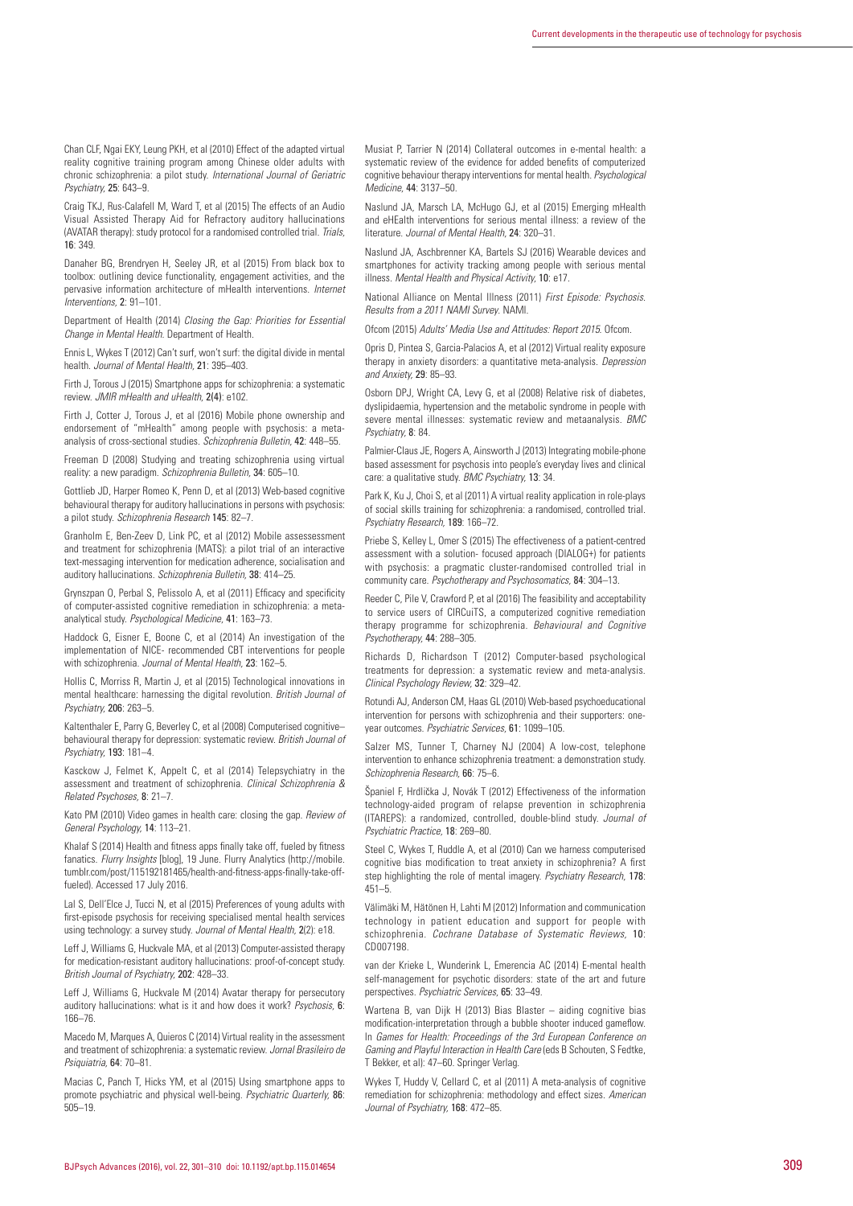Chan CLF, Ngai EKY, Leung PKH, et al (2010) Effect of the adapted virtual reality cognitive training program among Chinese older adults with chronic schizophrenia: a pilot study. *International Journal of Geriatric Psychiatry*, **25**: 643–9.

Craig TKJ, Rus-Calafell M, Ward T, et al (2015) The effects of an Audio Visual Assisted Therapy Aid for Refractory auditory hallucinations (AVATAR therapy): study protocol for a randomised controlled trial. *Trials*, **16**: 349.

Danaher BG, Brendryen H, Seeley JR, et al (2015) From black box to toolbox: outlining device functionality, engagement activities, and the pervasive information architecture of mHealth interventions. *Internet Interventions*, **2**: 91–101.

Department of Health (2014) *Closing the Gap: Priorities for Essential Change in Mental Health*. Department of Health.

Ennis L, Wykes T (2012) Can't surf, won't surf: the digital divide in mental health. *Journal of Mental Health*, **21**: 395–403.

Firth J, Torous J (2015) Smartphone apps for schizophrenia: a systematic review. *JMIR mHealth and uHealth*, **2(4)**: e102.

Firth J, Cotter J, Torous J, et al (2016) Mobile phone ownership and endorsement of "mHealth" among people with psychosis: a meta-analysis of cross-sectional studies. *Schizophrenia Bulletin*, **42**: 448–55.

Freeman D (2008) Studying and treating schizophrenia using virtual reality: a new paradigm. *Schizophrenia Bulletin*, **34**: 605–10.

Gottlieb JD, Harper Romeo K, Penn D, et al (2013) Web-based cognitive behavioural therapy for auditory hallucinations in persons with psychosis: a pilot study. *Schizophrenia Research* **145**: 82–7.

Granholm E, Ben-Zeev D, Link PC, et al (2012) Mobile assessessment and treatment for schizophrenia (MATS): a pilot trial of an interactive text-messaging intervention for medication adherence, socialisation and auditory hallucinations. *Schizophrenia Bulletin*, **38**: 414–25.

Grynszpan O, Perbal S, Pelissolo A, et al (2011) Efficacy and specificity of computer-assisted cognitive remediation in schizophrenia: a meta-analytical study. *Psychological Medicine*, **41**: 163–73.

Haddock G, Eisner E, Boone C, et al (2014) An investigation of the implementation of NICE- recommended CBT interventions for people with schizophrenia. *Journal of Mental Health*, **23**: 162–5.

Hollis C, Morriss R, Martin J, et al (2015) Technological innovations in mental healthcare: harnessing the digital revolution. *British Journal of Psychiatry*, **206**: 263–5.

Kaltenthaler E, Parry G, Beverley C, et al (2008) Computerised cognitive–behavioural therapy for depression: systematic review. *British Journal of Psychiatry*, **193**: 181–4.

Kasckow J, Felmet K, Appelt C, et al (2014) Telepsychiatry in the assessment and treatment of schizophrenia. *Clinical Schizophrenia & Related Psychoses*, **8**: 21–7.

Kato PM (2010) Video games in health care: closing the gap. *Review of General Psychology*, **14**: 113–21.

Khalaf S (2014) Health and fitness apps finally take off, fueled by fitness fanatics. *Flurry Insights* [blog], 19 June. Flurry Analytics (http://mobile.tumblr.com/post/115192181465/health-and-fitness-apps-finally-take-off-fueled). Accessed 17 July 2016.

Lal S, Dell'Elce J, Tucci N, et al (2015) Preferences of young adults with first-episode psychosis for receiving specialised mental health services using technology: a survey study. *Journal of Mental Health*, **2**(2): e18.

Leff J, Williams G, Huckvale MA, et al (2013) Computer-assisted therapy for medication-resistant auditory hallucinations: proof-of-concept study. *British Journal of Psychiatry*, **202**: 428–33.

Leff J, Williams G, Huckvale M (2014) Avatar therapy for persecutory auditory hallucinations: what is it and how does it work? *Psychosis*, **6**: 166–76.

Macedo M, Marques A, Quieros C (2014) Virtual reality in the assessment and treatment of schizophrenia: a systematic review. *Jornal Brasileiro de Psiquiatria*, **64**: 70–81.

Macias C, Panch T, Hicks YM, et al (2015) Using smartphone apps to promote psychiatric and physical well-being. *Psychiatric Quarterly*, **86**: 505–19.

Musiat P, Tarrier N (2014) Collateral outcomes in e-mental health: a systematic review of the evidence for added benefits of computerized cognitive behaviour therapy interventions for mental health. *Psychological Medicine*, **44**: 3137–50.

Naslund JA, Marsch LA, McHugo GJ, et al (2015) Emerging mHealth and eHEalth interventions for serious mental illness: a review of the literature. *Journal of Mental Health*, **24**: 320–31.

Naslund JA, Aschbrenner KA, Bartels SJ (2016) Wearable devices and smartphones for activity tracking among people with serious mental illness. *Mental Health and Physical Activity*, **10**: e17.

National Alliance on Mental Illness (2011) *First Episode: Psychosis. Results from a 2011 NAMI Survey*. NAMI.

Ofcom (2015) *Adults' Media Use and Attitudes: Report 2015*. Ofcom.

Opris D, Pintea S, Garcia-Palacios A, et al (2012) Virtual reality exposure therapy in anxiety disorders: a quantitative meta-analysis. *Depression and Anxiety*, **29**: 85–93.

Osborn DPJ, Wright CA, Levy G, et al (2008) Relative risk of diabetes, dyslipidaemia, hypertension and the metabolic syndrome in people with severe mental illnesses: systematic review and metaanalysis. *BMC Psychiatry*, **8**: 84.

Palmier-Claus JE, Rogers A, Ainsworth J (2013) Integrating mobile-phone based assessment for psychosis into people's everyday lives and clinical care: a qualitative study. *BMC Psychiatry*, **13**: 34.

Park K, Ku J, Choi S, et al (2011) A virtual reality application in role-plays of social skills training for schizophrenia: a randomised, controlled trial. *Psychiatry Research*, **189**: 166–72.

Priebe S, Kelley L, Omer S (2015) The effectiveness of a patient-centred assessment with a solution- focused approach (DIALOG+) for patients with psychosis: a pragmatic cluster-randomised controlled trial in community care. *Psychotherapy and Psychosomatics*, **84**: 304–13.

Reeder C, Pile V, Crawford P, et al (2016) The feasibility and acceptability to service users of CIRCuiTS, a computerized cognitive remediation therapy programme for schizophrenia. *Behavioural and Cognitive Psychotherapy*, **44**: 288–305.

Richards D, Richardson T (2012) Computer-based psychological treatments for depression: a systematic review and meta-analysis. *Clinical Psychology Review*, **32**: 329–42.

Rotundi AJ, Anderson CM, Haas GL (2010) Web-based psychoeducational intervention for persons with schizophrenia and their supporters: one-year outcomes. *Psychiatric Services*, **61**: 1099–105.

Salzer MS, Tunner T, Charney NJ (2004) A low-cost, telephone intervention to enhance schizophrenia treatment: a demonstration study. *Schizophrenia Research*, **66**: 75–6.

Španiel F, Hrdlička J, Novák T (2012) Effectiveness of the information technology-aided program of relapse prevention in schizophrenia (ITAREPS): a randomized, controlled, double-blind study. *Journal of Psychiatric Practice*, **18**: 269–80.

Steel C, Wykes T, Ruddle A, et al (2010) Can we harness computerised cognitive bias modification to treat anxiety in schizophrenia? A first step highlighting the role of mental imagery. *Psychiatry Research*, **178**: 451–5.

Välimäki M, Hätönen H, Lahti M (2012) Information and communication technology in patient education and support for people with schizophrenia. *Cochrane Database of Systematic Reviews*, **10**: CD007198.

van der Krieke L, Wunderink L, Emerencia AC (2014) E-mental health self-management for psychotic disorders: state of the art and future perspectives. *Psychiatric Services*, **65**: 33–49.

Wartena B, van Dijk H (2013) Bias Blaster – aiding cognitive bias modification-interpretation through a bubble shooter induced gameflow. In *Games for Health: Proceedings of the 3rd European Conference on Gaming and Playful Interaction in Health Care* (eds B Schouten, S Fedtke, T Bekker, et al): 47–60. Springer Verlag.

Wykes T, Huddy V, Cellard C, et al (2011) A meta-analysis of cognitive remediation for schizophrenia: methodology and effect sizes. *American Journal of Psychiatry*, **168**: 472–85.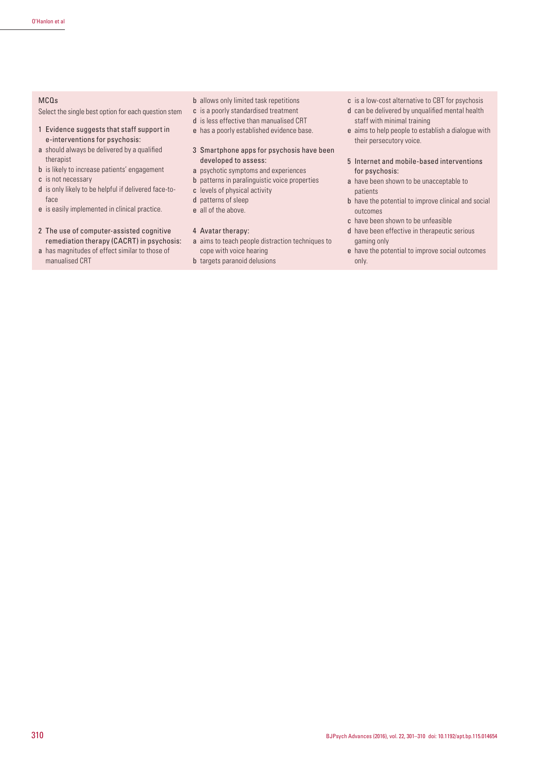## MCQs

Select the single best option for each question stem

1 Evidence suggests that staff support in e-interventions for psychosis:

- a should always be delivered by a qualified therapist
- b is likely to increase patients' engagement
- c is not necessary
- d is only likely to be helpful if delivered face-to-face
- e is easily implemented in clinical practice.

2 The use of computer-assisted cognitive remediation therapy (CACRT) in psychosis:

- a has magnitudes of effect similar to those of manualised CRT
- b allows only limited task repetitions
- c is a poorly standardised treatment
- d is less effective than manualised CRT
- e has a poorly established evidence base.

3 Smartphone apps for psychosis have been developed to assess:

- a psychotic symptoms and experiences
- b patterns in paralinguistic voice properties
- c levels of physical activity
- d patterns of sleep
- e all of the above.

4 Avatar therapy:

- a aims to teach people distraction techniques to cope with voice hearing
- b targets paranoid delusions
- c is a low-cost alternative to CBT for psychosis
- d can be delivered by unqualified mental health staff with minimal training
- e aims to help people to establish a dialogue with their persecutory voice.

5 Internet and mobile-based interventions for psychosis:

- a have been shown to be unacceptable to patients
- b have the potential to improve clinical and social outcomes
- c have been shown to be unfeasible
- d have been effective in therapeutic serious gaming only
- e have the potential to improve social outcomes only.